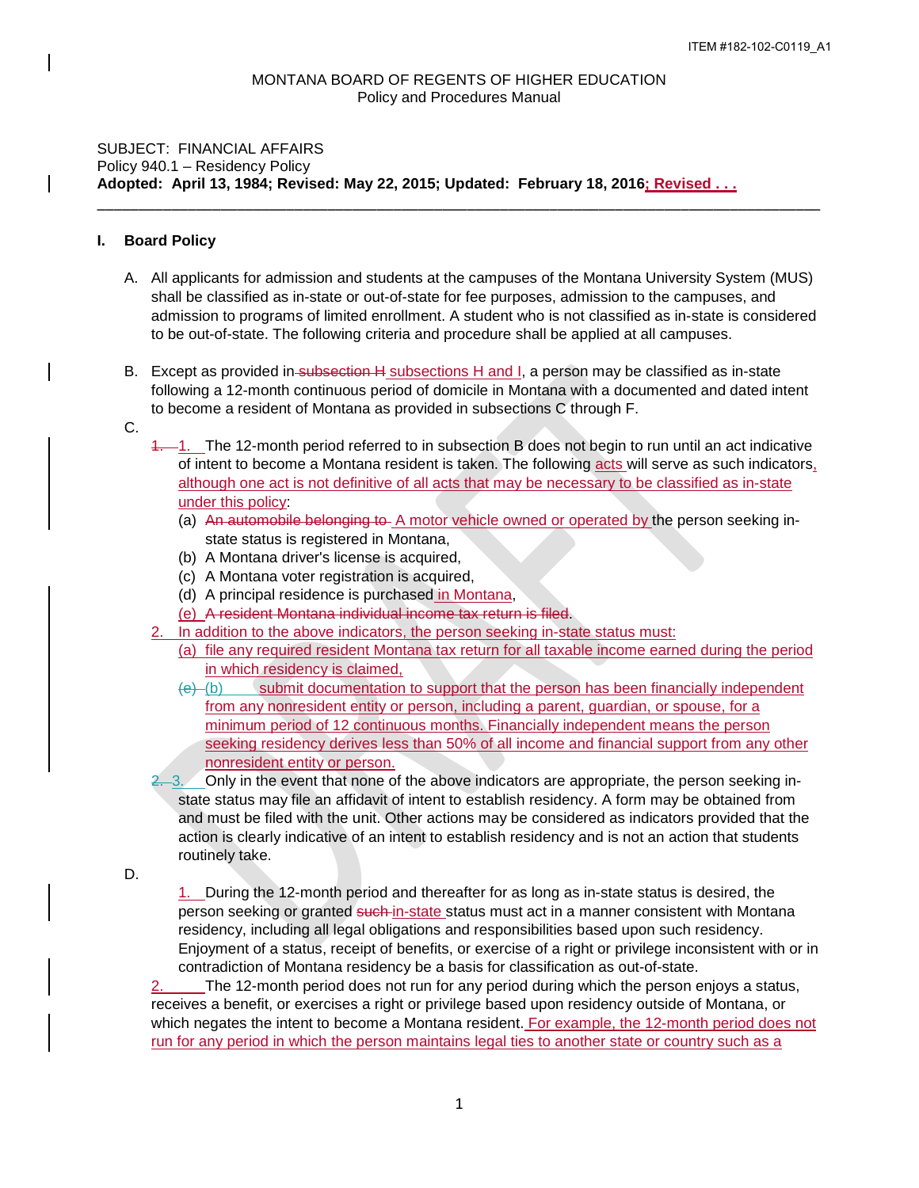ITEM #182-102-C0119_A1

MONTANA BOARD OF REGENTS OF HIGHER EDUCATION
Policy and Procedures Manual

SUBJECT: FINANCIAL AFFAIRS
Policy 940.1 – Residency Policy
**Adopted: April 13, 1984; Revised: May 22, 2015; Updated: February 18, 2016; Revised . . .**

---

## I. Board Policy

A. All applicants for admission and students at the campuses of the Montana University System (MUS) shall be classified as in-state or out-of-state for fee purposes, admission to the campuses, and admission to programs of limited enrollment. A student who is not classified as in-state is considered to be out-of-state. The following criteria and procedure shall be applied at all campuses.

B. Except as provided in ~~subsection H~~ subsections H and I, a person may be classified as in-state following a 12-month continuous period of domicile in Montana with a documented and dated intent to become a resident of Montana as provided in subsections C through F.

C.

~~1.~~ 1. The 12-month period referred to in subsection B does not begin to run until an act indicative of intent to become a Montana resident is taken. The following acts will serve as such indicators, although one act is not definitive of all acts that may be necessary to be classified as in-state under this policy:

(a) ~~An automobile belonging to~~ A motor vehicle owned or operated by the person seeking in-state status is registered in Montana,
(b) A Montana driver's license is acquired,
(c) A Montana voter registration is acquired,
(d) A principal residence is purchased in Montana,
~~(e) A resident Montana individual income tax return is filed~~.

2. In addition to the above indicators, the person seeking in-state status must:

(a) file any required resident Montana tax return for all taxable income earned during the period in which residency is claimed,
~~(c)~~ (b) submit documentation to support that the person has been financially independent from any nonresident entity or person, including a parent, guardian, or spouse, for a minimum period of 12 continuous months. Financially independent means the person seeking residency derives less than 50% of all income and financial support from any other nonresident entity or person.

~~2.~~ 3. Only in the event that none of the above indicators are appropriate, the person seeking in-state status may file an affidavit of intent to establish residency. A form may be obtained from and must be filed with the unit. Other actions may be considered as indicators provided that the action is clearly indicative of an intent to establish residency and is not an action that students routinely take.

D.

1. During the 12-month period and thereafter for as long as in-state status is desired, the person seeking or granted ~~such~~ in-state status must act in a manner consistent with Montana residency, including all legal obligations and responsibilities based upon such residency. Enjoyment of a status, receipt of benefits, or exercise of a right or privilege inconsistent with or in contradiction of Montana residency be a basis for classification as out-of-state.

2. The 12-month period does not run for any period during which the person enjoys a status, receives a benefit, or exercises a right or privilege based upon residency outside of Montana, or which negates the intent to become a Montana resident. For example, the 12-month period does not run for any period in which the person maintains legal ties to another state or country such as a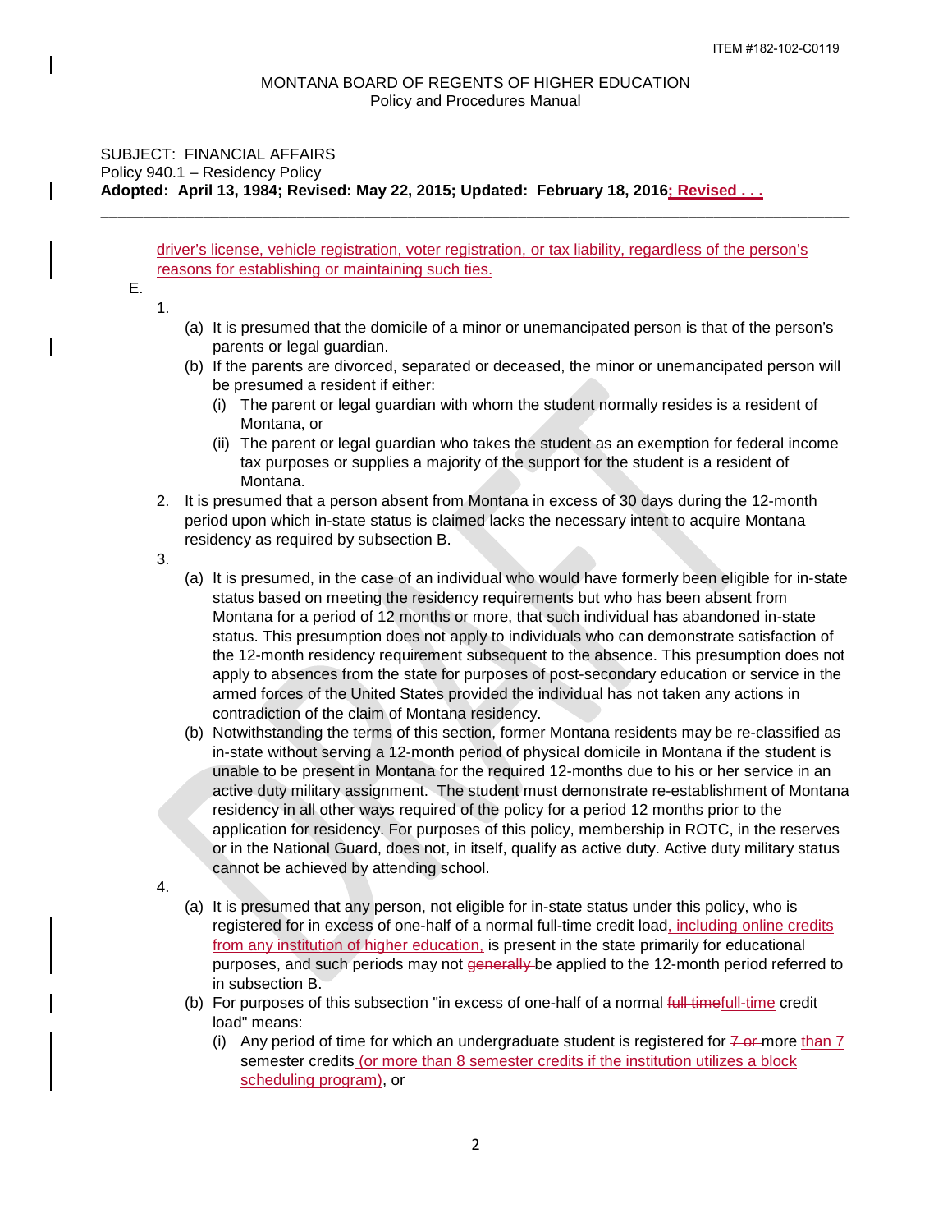MONTANA BOARD OF REGENTS OF HIGHER EDUCATION
Policy and Procedures Manual

SUBJECT: FINANCIAL AFFAIRS
Policy 940.1 – Residency Policy
**Adopted: April 13, 1984; Revised: May 22, 2015; Updated: February 18, 2016; Revised . . .**

---

driver's license, vehicle registration, voter registration, or tax liability, regardless of the person's reasons for establishing or maintaining such ties.

E.

1.
   - (a) It is presumed that the domicile of a minor or unemancipated person is that of the person's parents or legal guardian.
   - (b) If the parents are divorced, separated or deceased, the minor or unemancipated person will be presumed a resident if either:
     - (i) The parent or legal guardian with whom the student normally resides is a resident of Montana, or
     - (ii) The parent or legal guardian who takes the student as an exemption for federal income tax purposes or supplies a majority of the support for the student is a resident of Montana.

2. It is presumed that a person absent from Montana in excess of 30 days during the 12-month period upon which in-state status is claimed lacks the necessary intent to acquire Montana residency as required by subsection B.

3.
   - (a) It is presumed, in the case of an individual who would have formerly been eligible for in-state status based on meeting the residency requirements but who has been absent from Montana for a period of 12 months or more, that such individual has abandoned in-state status. This presumption does not apply to individuals who can demonstrate satisfaction of the 12-month residency requirement subsequent to the absence. This presumption does not apply to absences from the state for purposes of post-secondary education or service in the armed forces of the United States provided the individual has not taken any actions in contradiction of the claim of Montana residency.
   - (b) Notwithstanding the terms of this section, former Montana residents may be re-classified as in-state without serving a 12-month period of physical domicile in Montana if the student is unable to be present in Montana for the required 12-months due to his or her service in an active duty military assignment. The student must demonstrate re-establishment of Montana residency in all other ways required of the policy for a period 12 months prior to the application for residency. For purposes of this policy, membership in ROTC, in the reserves or in the National Guard, does not, in itself, qualify as active duty. Active duty military status cannot be achieved by attending school.

4.
   - (a) It is presumed that any person, not eligible for in-state status under this policy, who is registered for in excess of one-half of a normal full-time credit load, including online credits from any institution of higher education, is present in the state primarily for educational purposes, and such periods may not ~~generally~~ be applied to the 12-month period referred to in subsection B.
   - (b) For purposes of this subsection "in excess of one-half of a normal ~~full time~~full-time credit load" means:
     - (i) Any period of time for which an undergraduate student is registered for ~~7 or~~ more than 7 semester credits (or more than 8 semester credits if the institution utilizes a block scheduling program), or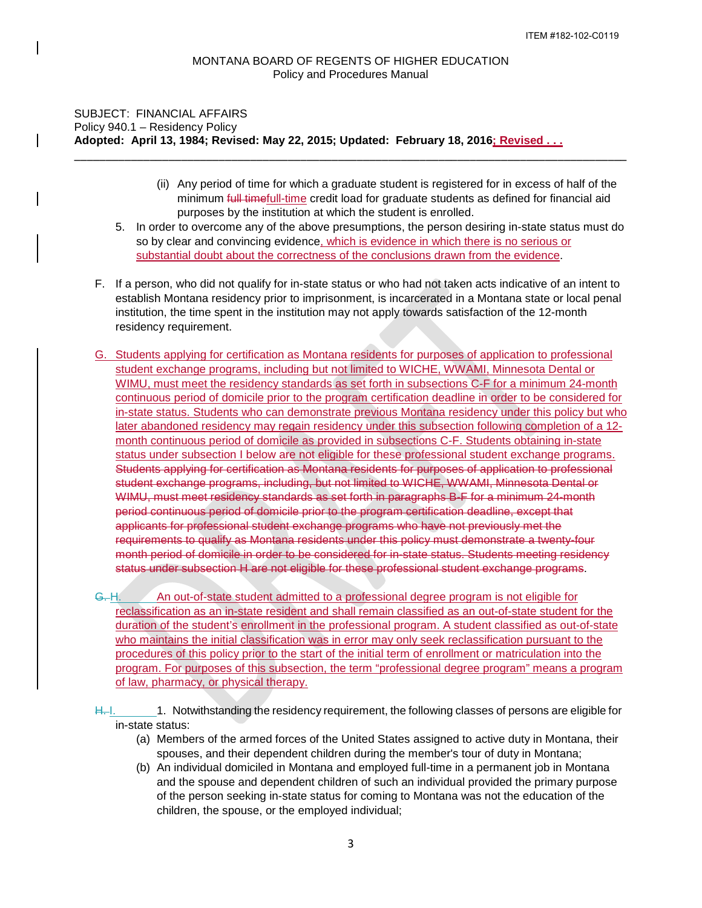MONTANA BOARD OF REGENTS OF HIGHER EDUCATION
Policy and Procedures Manual

SUBJECT: FINANCIAL AFFAIRS
Policy 940.1 – Residency Policy
**Adopted: April 13, 1984; Revised: May 22, 2015; Updated: February 18, 2016; Revised . . .**

---

(ii) Any period of time for which a graduate student is registered for in excess of half of the minimum ~~full time~~full-time credit load for graduate students as defined for financial aid purposes by the institution at which the student is enrolled.

5. In order to overcome any of the above presumptions, the person desiring in-state status must do so by clear and convincing evidence, which is evidence in which there is no serious or substantial doubt about the correctness of the conclusions drawn from the evidence.

F. If a person, who did not qualify for in-state status or who had not taken acts indicative of an intent to establish Montana residency prior to imprisonment, is incarcerated in a Montana state or local penal institution, the time spent in the institution may not apply towards satisfaction of the 12-month residency requirement.

G. Students applying for certification as Montana residents for purposes of application to professional student exchange programs, including but not limited to WICHE, WWAMI, Minnesota Dental or WIMU, must meet the residency standards as set forth in subsections C-F for a minimum 24-month continuous period of domicile prior to the program certification deadline in order to be considered for in-state status. Students who can demonstrate previous Montana residency under this policy but who later abandoned residency may regain residency under this subsection following completion of a 12-month continuous period of domicile as provided in subsections C-F. Students obtaining in-state status under subsection I below are not eligible for these professional student exchange programs. ~~Students applying for certification as Montana residents for purposes of application to professional student exchange programs, including, but not limited to WICHE, WWAMI, Minnesota Dental or WIMU, must meet residency standards as set forth in paragraphs B-F for a minimum 24-month period continuous period of domicile prior to the program certification deadline, except that applicants for professional student exchange programs who have not previously met the requirements to qualify as Montana residents under this policy must demonstrate a twenty-four month period of domicile in order to be considered for in-state status. Students meeting residency status under subsection H are not eligible for these professional student exchange programs~~.

~~G.~~ H. An out-of-state student admitted to a professional degree program is not eligible for reclassification as an in-state resident and shall remain classified as an out-of-state student for the duration of the student's enrollment in the professional program. A student classified as out-of-state who maintains the initial classification was in error may only seek reclassification pursuant to the procedures of this policy prior to the start of the initial term of enrollment or matriculation into the program. For purposes of this subsection, the term "professional degree program" means a program of law, pharmacy, or physical therapy.

~~H.~~ I. 1. Notwithstanding the residency requirement, the following classes of persons are eligible for in-state status:

(a) Members of the armed forces of the United States assigned to active duty in Montana, their spouses, and their dependent children during the member's tour of duty in Montana;

(b) An individual domiciled in Montana and employed full-time in a permanent job in Montana and the spouse and dependent children of such an individual provided the primary purpose of the person seeking in-state status for coming to Montana was not the education of the children, the spouse, or the employed individual;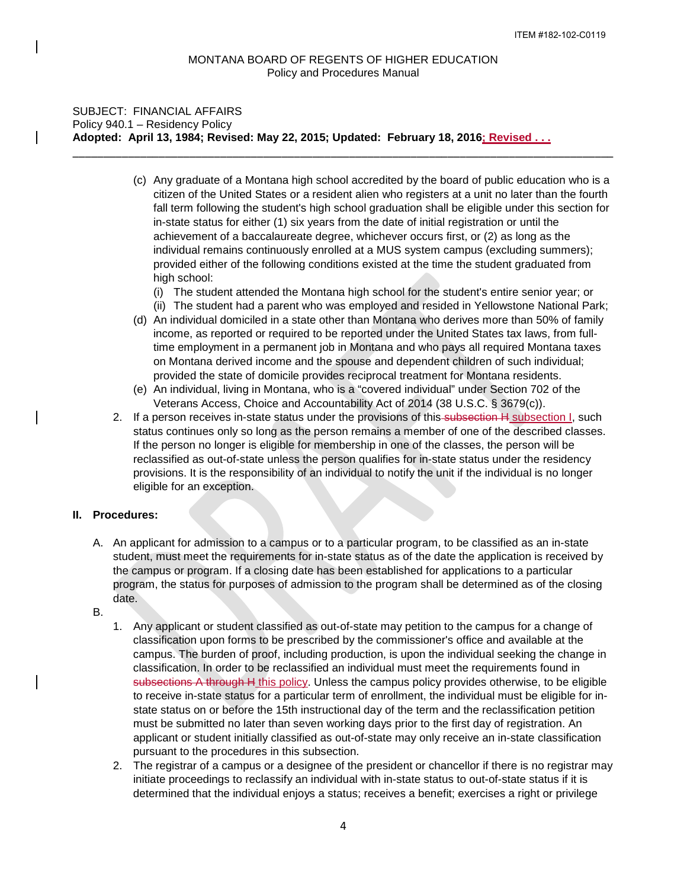ITEM #182-102-C0119

MONTANA BOARD OF REGENTS OF HIGHER EDUCATION
Policy and Procedures Manual

SUBJECT: FINANCIAL AFFAIRS
Policy 940.1 – Residency Policy
**Adopted: April 13, 1984; Revised: May 22, 2015; Updated: February 18, 2016; Revised . . .**

---

(c) Any graduate of a Montana high school accredited by the board of public education who is a citizen of the United States or a resident alien who registers at a unit no later than the fourth fall term following the student's high school graduation shall be eligible under this section for in-state status for either (1) six years from the date of initial registration or until the achievement of a baccalaureate degree, whichever occurs first, or (2) as long as the individual remains continuously enrolled at a MUS system campus (excluding summers); provided either of the following conditions existed at the time the student graduated from high school:
   (i) The student attended the Montana high school for the student's entire senior year; or
   (ii) The student had a parent who was employed and resided in Yellowstone National Park;

(d) An individual domiciled in a state other than Montana who derives more than 50% of family income, as reported or required to be reported under the United States tax laws, from full-time employment in a permanent job in Montana and who pays all required Montana taxes on Montana derived income and the spouse and dependent children of such individual; provided the state of domicile provides reciprocal treatment for Montana residents.

(e) An individual, living in Montana, who is a "covered individual" under Section 702 of the Veterans Access, Choice and Accountability Act of 2014 (38 U.S.C. § 3679(c)).

2. If a person receives in-state status under the provisions of this ~~subsection H~~ subsection I, such status continues only so long as the person remains a member of one of the described classes. If the person no longer is eligible for membership in one of the classes, the person will be reclassified as out-of-state unless the person qualifies for in-state status under the residency provisions. It is the responsibility of an individual to notify the unit if the individual is no longer eligible for an exception.

## II. Procedures:

A. An applicant for admission to a campus or to a particular program, to be classified as an in-state student, must meet the requirements for in-state status as of the date the application is received by the campus or program. If a closing date has been established for applications to a particular program, the status for purposes of admission to the program shall be determined as of the closing date.

B.

1. Any applicant or student classified as out-of-state may petition to the campus for a change of classification upon forms to be prescribed by the commissioner's office and available at the campus. The burden of proof, including production, is upon the individual seeking the change in classification. In order to be reclassified an individual must meet the requirements found in ~~subsections A through H~~ this policy. Unless the campus policy provides otherwise, to be eligible to receive in-state status for a particular term of enrollment, the individual must be eligible for in-state status on or before the 15th instructional day of the term and the reclassification petition must be submitted no later than seven working days prior to the first day of registration. An applicant or student initially classified as out-of-state may only receive an in-state classification pursuant to the procedures in this subsection.

2. The registrar of a campus or a designee of the president or chancellor if there is no registrar may initiate proceedings to reclassify an individual with in-state status to out-of-state status if it is determined that the individual enjoys a status; receives a benefit; exercises a right or privilege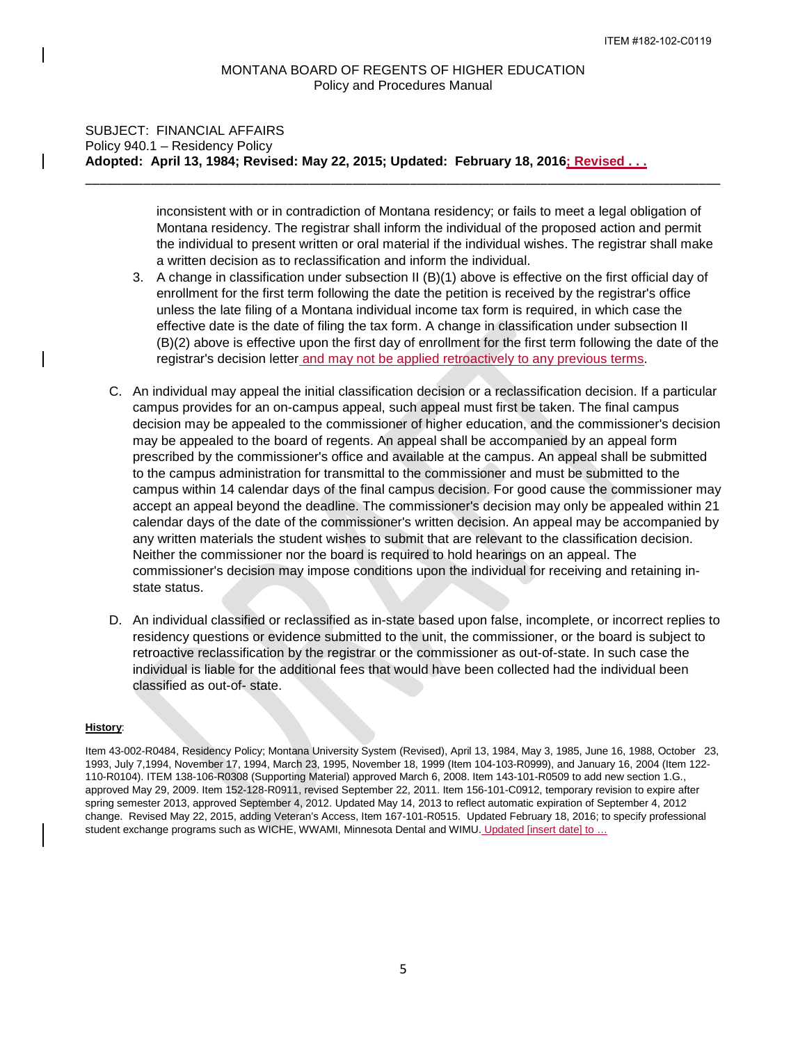MONTANA BOARD OF REGENTS OF HIGHER EDUCATION
Policy and Procedures Manual

SUBJECT: FINANCIAL AFFAIRS
Policy 940.1 – Residency Policy
**Adopted: April 13, 1984; Revised: May 22, 2015; Updated: February 18, 2016; Revised . . .**

---

inconsistent with or in contradiction of Montana residency; or fails to meet a legal obligation of Montana residency. The registrar shall inform the individual of the proposed action and permit the individual to present written or oral material if the individual wishes. The registrar shall make a written decision as to reclassification and inform the individual.

3. A change in classification under subsection II (B)(1) above is effective on the first official day of enrollment for the first term following the date the petition is received by the registrar's office unless the late filing of a Montana individual income tax form is required, in which case the effective date is the date of filing the tax form. A change in classification under subsection II (B)(2) above is effective upon the first day of enrollment for the first term following the date of the registrar's decision letter and may not be applied retroactively to any previous terms.

C. An individual may appeal the initial classification decision or a reclassification decision. If a particular campus provides for an on-campus appeal, such appeal must first be taken. The final campus decision may be appealed to the commissioner of higher education, and the commissioner's decision may be appealed to the board of regents. An appeal shall be accompanied by an appeal form prescribed by the commissioner's office and available at the campus. An appeal shall be submitted to the campus administration for transmittal to the commissioner and must be submitted to the campus within 14 calendar days of the final campus decision. For good cause the commissioner may accept an appeal beyond the deadline. The commissioner's decision may only be appealed within 21 calendar days of the date of the commissioner's written decision. An appeal may be accompanied by any written materials the student wishes to submit that are relevant to the classification decision. Neither the commissioner nor the board is required to hold hearings on an appeal. The commissioner's decision may impose conditions upon the individual for receiving and retaining in-state status.

D. An individual classified or reclassified as in-state based upon false, incomplete, or incorrect replies to residency questions or evidence submitted to the unit, the commissioner, or the board is subject to retroactive reclassification by the registrar or the commissioner as out-of-state. In such case the individual is liable for the additional fees that would have been collected had the individual been classified as out-of- state.

**History**:

Item 43-002-R0484, Residency Policy; Montana University System (Revised), April 13, 1984, May 3, 1985, June 16, 1988, October 23, 1993, July 7,1994, November 17, 1994, March 23, 1995, November 18, 1999 (Item 104-103-R0999), and January 16, 2004 (Item 122-110-R0104). ITEM 138-106-R0308 (Supporting Material) approved March 6, 2008. Item 143-101-R0509 to add new section 1.G., approved May 29, 2009. Item 152-128-R0911, revised September 22, 2011. Item 156-101-C0912, temporary revision to expire after spring semester 2013, approved September 4, 2012. Updated May 14, 2013 to reflect automatic expiration of September 4, 2012 change. Revised May 22, 2015, adding Veteran's Access, Item 167-101-R0515. Updated February 18, 2016; to specify professional student exchange programs such as WICHE, WWAMI, Minnesota Dental and WIMU. Updated [insert date] to …